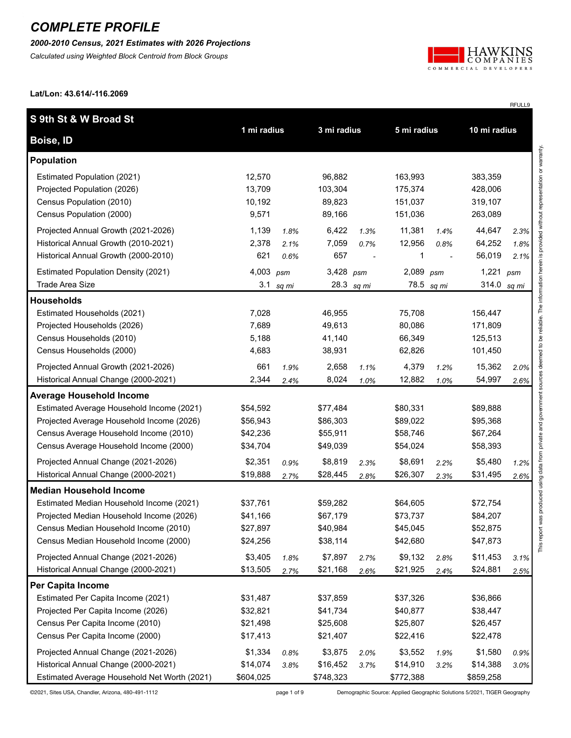# COMPLETE PROFILE

***2000-2010 Census, 2021 Estimates with 2026 Projections***

*Calculated using Weighted Block Centroid from Block Groups*

HAWKINS COMPANIES COMMERCIAL DEVELOPERS

**Lat/Lon: 43.614/-116.2069**

RFULL9

| S 9th St & W Broad St Boise, ID | 1 mi radius | | 3 mi radius | | 5 mi radius | | 10 mi radius | |
|---|---|---|---|---|---|---|---|---|
| **Population** | | | | | | | | |
| Estimated Population (2021) | 12,570 | | 96,882 | | 163,993 | | 383,359 | |
| Projected Population (2026) | 13,709 | | 103,304 | | 175,374 | | 428,006 | |
| Census Population (2010) | 10,192 | | 89,823 | | 151,037 | | 319,107 | |
| Census Population (2000) | 9,571 | | 89,166 | | 151,036 | | 263,089 | |
| Projected Annual Growth (2021-2026) | 1,139 | *1.8%* | 6,422 | *1.3%* | 11,381 | *1.4%* | 44,647 | *2.3%* |
| Historical Annual Growth (2010-2021) | 2,378 | *2.1%* | 7,059 | *0.7%* | 12,956 | *0.8%* | 64,252 | *1.8%* |
| Historical Annual Growth (2000-2010) | 621 | *0.6%* | 657 | - | 1 | - | 56,019 | *2.1%* |
| Estimated Population Density (2021) | 4,003 | *psm* | 3,428 | *psm* | 2,089 | *psm* | 1,221 | *psm* |
| Trade Area Size | 3.1 | *sq mi* | 28.3 | *sq mi* | 78.5 | *sq mi* | 314.0 | *sq mi* |
| **Households** | | | | | | | | |
| Estimated Households (2021) | 7,028 | | 46,955 | | 75,708 | | 156,447 | |
| Projected Households (2026) | 7,689 | | 49,613 | | 80,086 | | 171,809 | |
| Census Households (2010) | 5,188 | | 41,140 | | 66,349 | | 125,513 | |
| Census Households (2000) | 4,683 | | 38,931 | | 62,826 | | 101,450 | |
| Projected Annual Growth (2021-2026) | 661 | *1.9%* | 2,658 | *1.1%* | 4,379 | *1.2%* | 15,362 | *2.0%* |
| Historical Annual Change (2000-2021) | 2,344 | *2.4%* | 8,024 | *1.0%* | 12,882 | *1.0%* | 54,997 | *2.6%* |
| **Average Household Income** | | | | | | | | |
| Estimated Average Household Income (2021) | $54,592 | | $77,484 | | $80,331 | | $89,888 | |
| Projected Average Household Income (2026) | $56,943 | | $86,303 | | $89,022 | | $95,368 | |
| Census Average Household Income (2010) | $42,236 | | $55,911 | | $58,746 | | $67,264 | |
| Census Average Household Income (2000) | $34,704 | | $49,039 | | $54,024 | | $58,393 | |
| Projected Annual Change (2021-2026) | $2,351 | *0.9%* | $8,819 | *2.3%* | $8,691 | *2.2%* | $5,480 | *1.2%* |
| Historical Annual Change (2000-2021) | $19,888 | *2.7%* | $28,445 | *2.8%* | $26,307 | *2.3%* | $31,495 | *2.6%* |
| **Median Household Income** | | | | | | | | |
| Estimated Median Household Income (2021) | $37,761 | | $59,282 | | $64,605 | | $72,754 | |
| Projected Median Household Income (2026) | $41,166 | | $67,179 | | $73,737 | | $84,207 | |
| Census Median Household Income (2010) | $27,897 | | $40,984 | | $45,045 | | $52,875 | |
| Census Median Household Income (2000) | $24,256 | | $38,114 | | $42,680 | | $47,873 | |
| Projected Annual Change (2021-2026) | $3,405 | *1.8%* | $7,897 | *2.7%* | $9,132 | *2.8%* | $11,453 | *3.1%* |
| Historical Annual Change (2000-2021) | $13,505 | *2.7%* | $21,168 | *2.6%* | $21,925 | *2.4%* | $24,881 | *2.5%* |
| **Per Capita Income** | | | | | | | | |
| Estimated Per Capita Income (2021) | $31,487 | | $37,859 | | $37,326 | | $36,866 | |
| Projected Per Capita Income (2026) | $32,821 | | $41,734 | | $40,877 | | $38,447 | |
| Census Per Capita Income (2010) | $21,498 | | $25,608 | | $25,807 | | $26,457 | |
| Census Per Capita Income (2000) | $17,413 | | $21,407 | | $22,416 | | $22,478 | |
| Projected Annual Change (2021-2026) | $1,334 | *0.8%* | $3,875 | *2.0%* | $3,552 | *1.9%* | $1,580 | *0.9%* |
| Historical Annual Change (2000-2021) | $14,074 | *3.8%* | $16,452 | *3.7%* | $14,910 | *3.2%* | $14,388 | *3.0%* |
| Estimated Average Household Net Worth (2021) | $604,025 | | $748,323 | | $772,388 | | $859,258 | |

This report was produced using data from private and government sources deemed to be reliable. The information herein is provided without representation or warranty.

©2021, Sites USA, Chandler, Arizona, 480-491-1112

Demographic Source: Applied Geographic Solutions 5/2021, TIGER Geography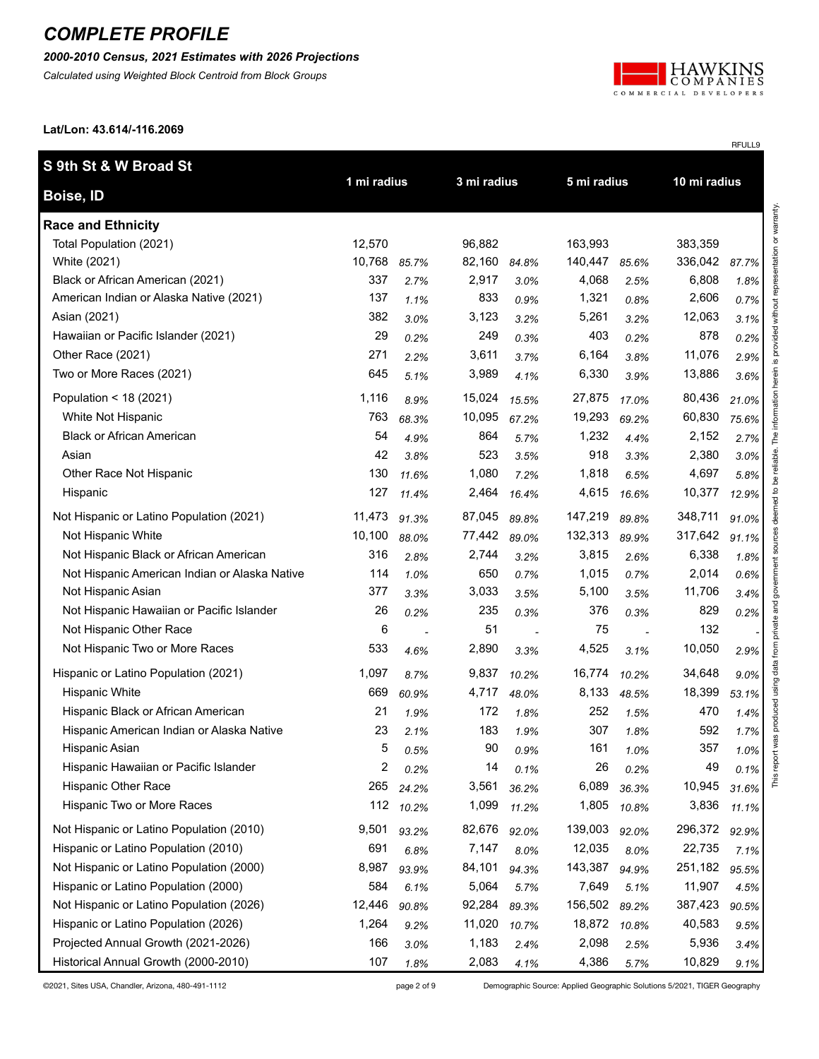# COMPLETE PROFILE

***2000-2010 Census, 2021 Estimates with 2026 Projections***

*Calculated using Weighted Block Centroid from Block Groups*

**Lat/Lon: 43.614/-116.2069**

RFULL9

| **S 9th St & W Broad St** **Boise, ID** | **1 mi radius** | | **3 mi radius** | | **5 mi radius** | | **10 mi radius** | |
|---|---|---|---|---|---|---|---|---|
| **Race and Ethnicity** | | | | | | | | |
| Total Population (2021) | 12,570 | | 96,882 | | 163,993 | | 383,359 | |
| White (2021) | 10,768 | *85.7%* | 82,160 | *84.8%* | 140,447 | *85.6%* | 336,042 | *87.7%* |
| Black or African American (2021) | 337 | *2.7%* | 2,917 | *3.0%* | 4,068 | *2.5%* | 6,808 | *1.8%* |
| American Indian or Alaska Native (2021) | 137 | *1.1%* | 833 | *0.9%* | 1,321 | *0.8%* | 2,606 | *0.7%* |
| Asian (2021) | 382 | *3.0%* | 3,123 | *3.2%* | 5,261 | *3.2%* | 12,063 | *3.1%* |
| Hawaiian or Pacific Islander (2021) | 29 | *0.2%* | 249 | *0.3%* | 403 | *0.2%* | 878 | *0.2%* |
| Other Race (2021) | 271 | *2.2%* | 3,611 | *3.7%* | 6,164 | *3.8%* | 11,076 | *2.9%* |
| Two or More Races (2021) | 645 | *5.1%* | 3,989 | *4.1%* | 6,330 | *3.9%* | 13,886 | *3.6%* |
| Population < 18 (2021) | 1,116 | *8.9%* | 15,024 | *15.5%* | 27,875 | *17.0%* | 80,436 | *21.0%* |
| White Not Hispanic | 763 | *68.3%* | 10,095 | *67.2%* | 19,293 | *69.2%* | 60,830 | *75.6%* |
| Black or African American | 54 | *4.9%* | 864 | *5.7%* | 1,232 | *4.4%* | 2,152 | *2.7%* |
| Asian | 42 | *3.8%* | 523 | *3.5%* | 918 | *3.3%* | 2,380 | *3.0%* |
| Other Race Not Hispanic | 130 | *11.6%* | 1,080 | *7.2%* | 1,818 | *6.5%* | 4,697 | *5.8%* |
| Hispanic | 127 | *11.4%* | 2,464 | *16.4%* | 4,615 | *16.6%* | 10,377 | *12.9%* |
| Not Hispanic or Latino Population (2021) | 11,473 | *91.3%* | 87,045 | *89.8%* | 147,219 | *89.8%* | 348,711 | *91.0%* |
| Not Hispanic White | 10,100 | *88.0%* | 77,442 | *89.0%* | 132,313 | *89.9%* | 317,642 | *91.1%* |
| Not Hispanic Black or African American | 316 | *2.8%* | 2,744 | *3.2%* | 3,815 | *2.6%* | 6,338 | *1.8%* |
| Not Hispanic American Indian or Alaska Native | 114 | *1.0%* | 650 | *0.7%* | 1,015 | *0.7%* | 2,014 | *0.6%* |
| Not Hispanic Asian | 377 | *3.3%* | 3,033 | *3.5%* | 5,100 | *3.5%* | 11,706 | *3.4%* |
| Not Hispanic Hawaiian or Pacific Islander | 26 | *0.2%* | 235 | *0.3%* | 376 | *0.3%* | 829 | *0.2%* |
| Not Hispanic Other Race | 6 | - | 51 | - | 75 | - | 132 | - |
| Not Hispanic Two or More Races | 533 | *4.6%* | 2,890 | *3.3%* | 4,525 | *3.1%* | 10,050 | *2.9%* |
| Hispanic or Latino Population (2021) | 1,097 | *8.7%* | 9,837 | *10.2%* | 16,774 | *10.2%* | 34,648 | *9.0%* |
| Hispanic White | 669 | *60.9%* | 4,717 | *48.0%* | 8,133 | *48.5%* | 18,399 | *53.1%* |
| Hispanic Black or African American | 21 | *1.9%* | 172 | *1.8%* | 252 | *1.5%* | 470 | *1.4%* |
| Hispanic American Indian or Alaska Native | 23 | *2.1%* | 183 | *1.9%* | 307 | *1.8%* | 592 | *1.7%* |
| Hispanic Asian | 5 | *0.5%* | 90 | *0.9%* | 161 | *1.0%* | 357 | *1.0%* |
| Hispanic Hawaiian or Pacific Islander | 2 | *0.2%* | 14 | *0.1%* | 26 | *0.2%* | 49 | *0.1%* |
| Hispanic Other Race | 265 | *24.2%* | 3,561 | *36.2%* | 6,089 | *36.3%* | 10,945 | *31.6%* |
| Hispanic Two or More Races | 112 | *10.2%* | 1,099 | *11.2%* | 1,805 | *10.8%* | 3,836 | *11.1%* |
| Not Hispanic or Latino Population (2010) | 9,501 | *93.2%* | 82,676 | *92.0%* | 139,003 | *92.0%* | 296,372 | *92.9%* |
| Hispanic or Latino Population (2010) | 691 | *6.8%* | 7,147 | *8.0%* | 12,035 | *8.0%* | 22,735 | *7.1%* |
| Not Hispanic or Latino Population (2000) | 8,987 | *93.9%* | 84,101 | *94.3%* | 143,387 | *94.9%* | 251,182 | *95.5%* |
| Hispanic or Latino Population (2000) | 584 | *6.1%* | 5,064 | *5.7%* | 7,649 | *5.1%* | 11,907 | *4.5%* |
| Not Hispanic or Latino Population (2026) | 12,446 | *90.8%* | 92,284 | *89.3%* | 156,502 | *89.2%* | 387,423 | *90.5%* |
| Hispanic or Latino Population (2026) | 1,264 | *9.2%* | 11,020 | *10.7%* | 18,872 | *10.8%* | 40,583 | *9.5%* |
| Projected Annual Growth (2021-2026) | 166 | *3.0%* | 1,183 | *2.4%* | 2,098 | *2.5%* | 5,936 | *3.4%* |
| Historical Annual Growth (2000-2010) | 107 | *1.8%* | 2,083 | *4.1%* | 4,386 | *5.7%* | 10,829 | *9.1%* |

This report was produced using data from private and government sources deemed to be reliable. The information herein is provided without representation or warranty.

©2021, Sites USA, Chandler, Arizona, 480-491-1112

Demographic Source: Applied Geographic Solutions 5/2021, TIGER Geography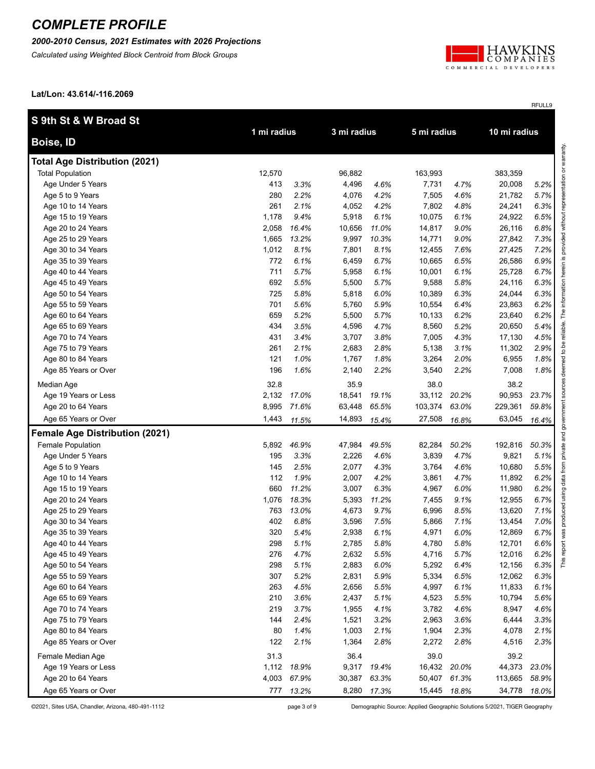# COMPLETE PROFILE

***2000-2010 Census, 2021 Estimates with 2026 Projections***

*Calculated using Weighted Block Centroid from Block Groups*

**Lat/Lon: 43.614/-116.2069**

RFULL9

| S 9th St & W Broad St Boise, ID | 1 mi radius | | 3 mi radius | | 5 mi radius | | 10 mi radius | |
|---|---|---|---|---|---|---|---|---|
| **Total Age Distribution (2021)** | | | | | | | | |
| Total Population | 12,570 | | 96,882 | | 163,993 | | 383,359 | |
| Age Under 5 Years | 413 | *3.3%* | 4,496 | *4.6%* | 7,731 | *4.7%* | 20,008 | *5.2%* |
| Age 5 to 9 Years | 280 | *2.2%* | 4,076 | *4.2%* | 7,505 | *4.6%* | 21,782 | *5.7%* |
| Age 10 to 14 Years | 261 | *2.1%* | 4,052 | *4.2%* | 7,802 | *4.8%* | 24,241 | *6.3%* |
| Age 15 to 19 Years | 1,178 | *9.4%* | 5,918 | *6.1%* | 10,075 | *6.1%* | 24,922 | *6.5%* |
| Age 20 to 24 Years | 2,058 | *16.4%* | 10,656 | *11.0%* | 14,817 | *9.0%* | 26,116 | *6.8%* |
| Age 25 to 29 Years | 1,665 | *13.2%* | 9,997 | *10.3%* | 14,771 | *9.0%* | 27,842 | *7.3%* |
| Age 30 to 34 Years | 1,012 | *8.1%* | 7,801 | *8.1%* | 12,455 | *7.6%* | 27,425 | *7.2%* |
| Age 35 to 39 Years | 772 | *6.1%* | 6,459 | *6.7%* | 10,665 | *6.5%* | 26,586 | *6.9%* |
| Age 40 to 44 Years | 711 | *5.7%* | 5,958 | *6.1%* | 10,001 | *6.1%* | 25,728 | *6.7%* |
| Age 45 to 49 Years | 692 | *5.5%* | 5,500 | *5.7%* | 9,588 | *5.8%* | 24,116 | *6.3%* |
| Age 50 to 54 Years | 725 | *5.8%* | 5,818 | *6.0%* | 10,389 | *6.3%* | 24,044 | *6.3%* |
| Age 55 to 59 Years | 701 | *5.6%* | 5,760 | *5.9%* | 10,554 | *6.4%* | 23,863 | *6.2%* |
| Age 60 to 64 Years | 659 | *5.2%* | 5,500 | *5.7%* | 10,133 | *6.2%* | 23,640 | *6.2%* |
| Age 65 to 69 Years | 434 | *3.5%* | 4,596 | *4.7%* | 8,560 | *5.2%* | 20,650 | *5.4%* |
| Age 70 to 74 Years | 431 | *3.4%* | 3,707 | *3.8%* | 7,005 | *4.3%* | 17,130 | *4.5%* |
| Age 75 to 79 Years | 261 | *2.1%* | 2,683 | *2.8%* | 5,138 | *3.1%* | 11,302 | *2.9%* |
| Age 80 to 84 Years | 121 | *1.0%* | 1,767 | *1.8%* | 3,264 | *2.0%* | 6,955 | *1.8%* |
| Age 85 Years or Over | 196 | *1.6%* | 2,140 | *2.2%* | 3,540 | *2.2%* | 7,008 | *1.8%* |
| Median Age | 32.8 | | 35.9 | | 38.0 | | 38.2 | |
| Age 19 Years or Less | 2,132 | *17.0%* | 18,541 | *19.1%* | 33,112 | *20.2%* | 90,953 | *23.7%* |
| Age 20 to 64 Years | 8,995 | *71.6%* | 63,448 | *65.5%* | 103,374 | *63.0%* | 229,361 | *59.8%* |
| Age 65 Years or Over | 1,443 | *11.5%* | 14,893 | *15.4%* | 27,508 | *16.8%* | 63,045 | *16.4%* |
| **Female Age Distribution (2021)** | | | | | | | | |
| Female Population | 5,892 | *46.9%* | 47,984 | *49.5%* | 82,284 | *50.2%* | 192,816 | *50.3%* |
| Age Under 5 Years | 195 | *3.3%* | 2,226 | *4.6%* | 3,839 | *4.7%* | 9,821 | *5.1%* |
| Age 5 to 9 Years | 145 | *2.5%* | 2,077 | *4.3%* | 3,764 | *4.6%* | 10,680 | *5.5%* |
| Age 10 to 14 Years | 112 | *1.9%* | 2,007 | *4.2%* | 3,861 | *4.7%* | 11,892 | *6.2%* |
| Age 15 to 19 Years | 660 | *11.2%* | 3,007 | *6.3%* | 4,967 | *6.0%* | 11,980 | *6.2%* |
| Age 20 to 24 Years | 1,076 | *18.3%* | 5,393 | *11.2%* | 7,455 | *9.1%* | 12,955 | *6.7%* |
| Age 25 to 29 Years | 763 | *13.0%* | 4,673 | *9.7%* | 6,996 | *8.5%* | 13,620 | *7.1%* |
| Age 30 to 34 Years | 402 | *6.8%* | 3,596 | *7.5%* | 5,866 | *7.1%* | 13,454 | *7.0%* |
| Age 35 to 39 Years | 320 | *5.4%* | 2,938 | *6.1%* | 4,971 | *6.0%* | 12,869 | *6.7%* |
| Age 40 to 44 Years | 298 | *5.1%* | 2,785 | *5.8%* | 4,780 | *5.8%* | 12,701 | *6.6%* |
| Age 45 to 49 Years | 276 | *4.7%* | 2,632 | *5.5%* | 4,716 | *5.7%* | 12,016 | *6.2%* |
| Age 50 to 54 Years | 298 | *5.1%* | 2,883 | *6.0%* | 5,292 | *6.4%* | 12,156 | *6.3%* |
| Age 55 to 59 Years | 307 | *5.2%* | 2,831 | *5.9%* | 5,334 | *6.5%* | 12,062 | *6.3%* |
| Age 60 to 64 Years | 263 | *4.5%* | 2,656 | *5.5%* | 4,997 | *6.1%* | 11,833 | *6.1%* |
| Age 65 to 69 Years | 210 | *3.6%* | 2,437 | *5.1%* | 4,523 | *5.5%* | 10,794 | *5.6%* |
| Age 70 to 74 Years | 219 | *3.7%* | 1,955 | *4.1%* | 3,782 | *4.6%* | 8,947 | *4.6%* |
| Age 75 to 79 Years | 144 | *2.4%* | 1,521 | *3.2%* | 2,963 | *3.6%* | 6,444 | *3.3%* |
| Age 80 to 84 Years | 80 | *1.4%* | 1,003 | *2.1%* | 1,904 | *2.3%* | 4,078 | *2.1%* |
| Age 85 Years or Over | 122 | *2.1%* | 1,364 | *2.8%* | 2,272 | *2.8%* | 4,516 | *2.3%* |
| Female Median Age | 31.3 | | 36.4 | | 39.0 | | 39.2 | |
| Age 19 Years or Less | 1,112 | *18.9%* | 9,317 | *19.4%* | 16,432 | *20.0%* | 44,373 | *23.0%* |
| Age 20 to 64 Years | 4,003 | *67.9%* | 30,387 | *63.3%* | 50,407 | *61.3%* | 113,665 | *58.9%* |
| Age 65 Years or Over | 777 | *13.2%* | 8,280 | *17.3%* | 15,445 | *18.8%* | 34,778 | *18.0%* |

This report was produced using data from private and government sources deemed to be reliable. The information herein is provided without representation or warranty.

©2021, Sites USA, Chandler, Arizona, 480-491-1112

Demographic Source: Applied Geographic Solutions 5/2021, TIGER Geography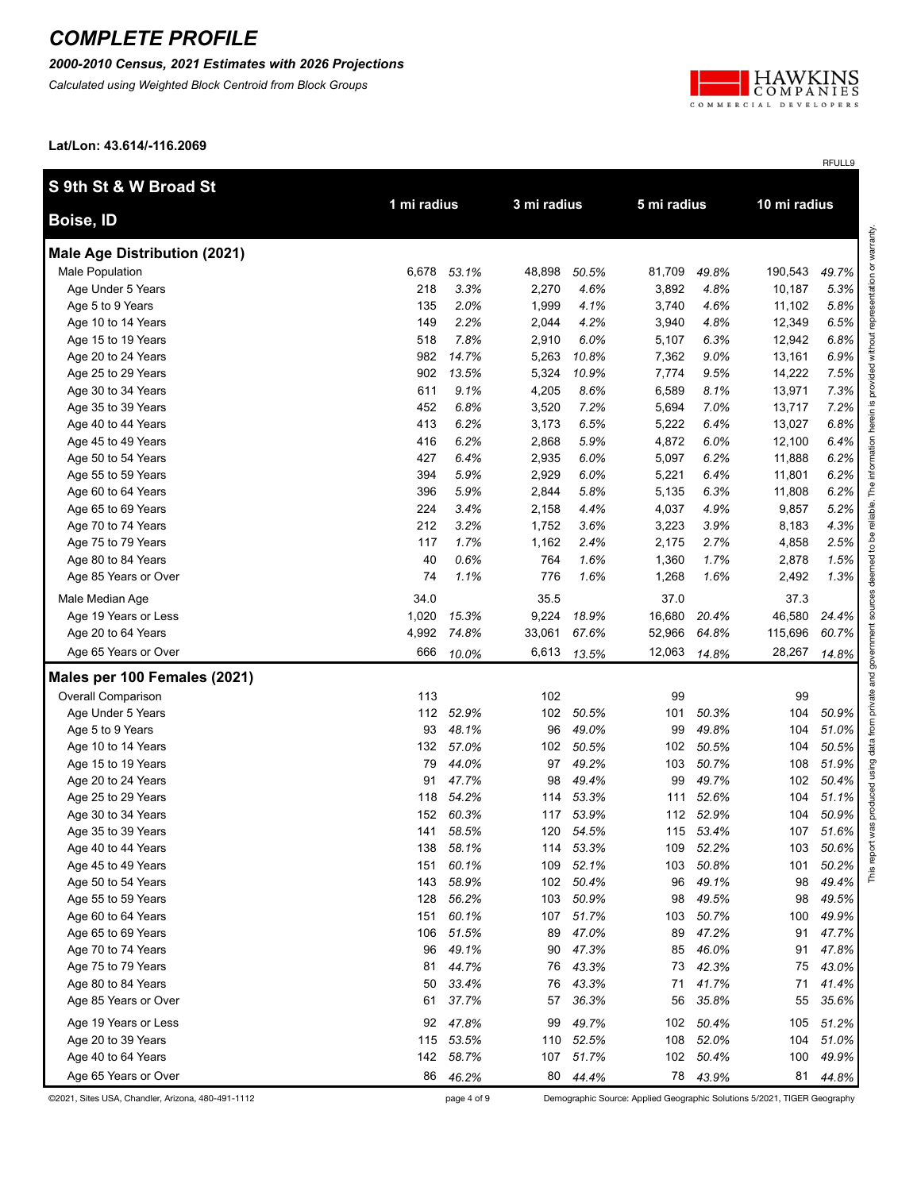# COMPLETE PROFILE

***2000-2010 Census, 2021 Estimates with 2026 Projections***

*Calculated using Weighted Block Centroid from Block Groups*

**Lat/Lon: 43.614/-116.2069**

RFULL9

| **S 9th St & W Broad St**<br>**Boise, ID** | 1 mi radius | | 3 mi radius | | 5 mi radius | | 10 mi radius | |
|---|---|---|---|---|---|---|---|---|
| **Male Age Distribution (2021)** | | | | | | | | |
| Male Population | 6,678 | *53.1%* | 48,898 | *50.5%* | 81,709 | *49.8%* | 190,543 | *49.7%* |
| Age Under 5 Years | 218 | *3.3%* | 2,270 | *4.6%* | 3,892 | *4.8%* | 10,187 | *5.3%* |
| Age 5 to 9 Years | 135 | *2.0%* | 1,999 | *4.1%* | 3,740 | *4.6%* | 11,102 | *5.8%* |
| Age 10 to 14 Years | 149 | *2.2%* | 2,044 | *4.2%* | 3,940 | *4.8%* | 12,349 | *6.5%* |
| Age 15 to 19 Years | 518 | *7.8%* | 2,910 | *6.0%* | 5,107 | *6.3%* | 12,942 | *6.8%* |
| Age 20 to 24 Years | 982 | *14.7%* | 5,263 | *10.8%* | 7,362 | *9.0%* | 13,161 | *6.9%* |
| Age 25 to 29 Years | 902 | *13.5%* | 5,324 | *10.9%* | 7,774 | *9.5%* | 14,222 | *7.5%* |
| Age 30 to 34 Years | 611 | *9.1%* | 4,205 | *8.6%* | 6,589 | *8.1%* | 13,971 | *7.3%* |
| Age 35 to 39 Years | 452 | *6.8%* | 3,520 | *7.2%* | 5,694 | *7.0%* | 13,717 | *7.2%* |
| Age 40 to 44 Years | 413 | *6.2%* | 3,173 | *6.5%* | 5,222 | *6.4%* | 13,027 | *6.8%* |
| Age 45 to 49 Years | 416 | *6.2%* | 2,868 | *5.9%* | 4,872 | *6.0%* | 12,100 | *6.4%* |
| Age 50 to 54 Years | 427 | *6.4%* | 2,935 | *6.0%* | 5,097 | *6.2%* | 11,888 | *6.2%* |
| Age 55 to 59 Years | 394 | *5.9%* | 2,929 | *6.0%* | 5,221 | *6.4%* | 11,801 | *6.2%* |
| Age 60 to 64 Years | 396 | *5.9%* | 2,844 | *5.8%* | 5,135 | *6.3%* | 11,808 | *6.2%* |
| Age 65 to 69 Years | 224 | *3.4%* | 2,158 | *4.4%* | 4,037 | *4.9%* | 9,857 | *5.2%* |
| Age 70 to 74 Years | 212 | *3.2%* | 1,752 | *3.6%* | 3,223 | *3.9%* | 8,183 | *4.3%* |
| Age 75 to 79 Years | 117 | *1.7%* | 1,162 | *2.4%* | 2,175 | *2.7%* | 4,858 | *2.5%* |
| Age 80 to 84 Years | 40 | *0.6%* | 764 | *1.6%* | 1,360 | *1.7%* | 2,878 | *1.5%* |
| Age 85 Years or Over | 74 | *1.1%* | 776 | *1.6%* | 1,268 | *1.6%* | 2,492 | *1.3%* |
| Male Median Age | 34.0 | | 35.5 | | 37.0 | | 37.3 | |
| Age 19 Years or Less | 1,020 | *15.3%* | 9,224 | *18.9%* | 16,680 | *20.4%* | 46,580 | *24.4%* |
| Age 20 to 64 Years | 4,992 | *74.8%* | 33,061 | *67.6%* | 52,966 | *64.8%* | 115,696 | *60.7%* |
| Age 65 Years or Over | 666 | *10.0%* | 6,613 | *13.5%* | 12,063 | *14.8%* | 28,267 | *14.8%* |
| **Males per 100 Females (2021)** | | | | | | | | |
| Overall Comparison | 113 | | 102 | | 99 | | 99 | |
| Age Under 5 Years | 112 | *52.9%* | 102 | *50.5%* | 101 | *50.3%* | 104 | *50.9%* |
| Age 5 to 9 Years | 93 | *48.1%* | 96 | *49.0%* | 99 | *49.8%* | 104 | *51.0%* |
| Age 10 to 14 Years | 132 | *57.0%* | 102 | *50.5%* | 102 | *50.5%* | 104 | *50.5%* |
| Age 15 to 19 Years | 79 | *44.0%* | 97 | *49.2%* | 103 | *50.7%* | 108 | *51.9%* |
| Age 20 to 24 Years | 91 | *47.7%* | 98 | *49.4%* | 99 | *49.7%* | 102 | *50.4%* |
| Age 25 to 29 Years | 118 | *54.2%* | 114 | *53.3%* | 111 | *52.6%* | 104 | *51.1%* |
| Age 30 to 34 Years | 152 | *60.3%* | 117 | *53.9%* | 112 | *52.9%* | 104 | *50.9%* |
| Age 35 to 39 Years | 141 | *58.5%* | 120 | *54.5%* | 115 | *53.4%* | 107 | *51.6%* |
| Age 40 to 44 Years | 138 | *58.1%* | 114 | *53.3%* | 109 | *52.2%* | 103 | *50.6%* |
| Age 45 to 49 Years | 151 | *60.1%* | 109 | *52.1%* | 103 | *50.8%* | 101 | *50.2%* |
| Age 50 to 54 Years | 143 | *58.9%* | 102 | *50.4%* | 96 | *49.1%* | 98 | *49.4%* |
| Age 55 to 59 Years | 128 | *56.2%* | 103 | *50.9%* | 98 | *49.5%* | 98 | *49.5%* |
| Age 60 to 64 Years | 151 | *60.1%* | 107 | *51.7%* | 103 | *50.7%* | 100 | *49.9%* |
| Age 65 to 69 Years | 106 | *51.5%* | 89 | *47.0%* | 89 | *47.2%* | 91 | *47.7%* |
| Age 70 to 74 Years | 96 | *49.1%* | 90 | *47.3%* | 85 | *46.0%* | 91 | *47.8%* |
| Age 75 to 79 Years | 81 | *44.7%* | 76 | *43.3%* | 73 | *42.3%* | 75 | *43.0%* |
| Age 80 to 84 Years | 50 | *33.4%* | 76 | *43.3%* | 71 | *41.7%* | 71 | *41.4%* |
| Age 85 Years or Over | 61 | *37.7%* | 57 | *36.3%* | 56 | *35.8%* | 55 | *35.6%* |
| Age 19 Years or Less | 92 | *47.8%* | 99 | *49.7%* | 102 | *50.4%* | 105 | *51.2%* |
| Age 20 to 39 Years | 115 | *53.5%* | 110 | *52.5%* | 108 | *52.0%* | 104 | *51.0%* |
| Age 40 to 64 Years | 142 | *58.7%* | 107 | *51.7%* | 102 | *50.4%* | 100 | *49.9%* |
| Age 65 Years or Over | 86 | *46.2%* | 80 | *44.4%* | 78 | *43.9%* | 81 | *44.8%* |

This report was produced using data from private and government sources deemed to be reliable. The information herein is provided without representation or warranty.

©2021, Sites USA, Chandler, Arizona, 480-491-1112

Demographic Source: Applied Geographic Solutions 5/2021, TIGER Geography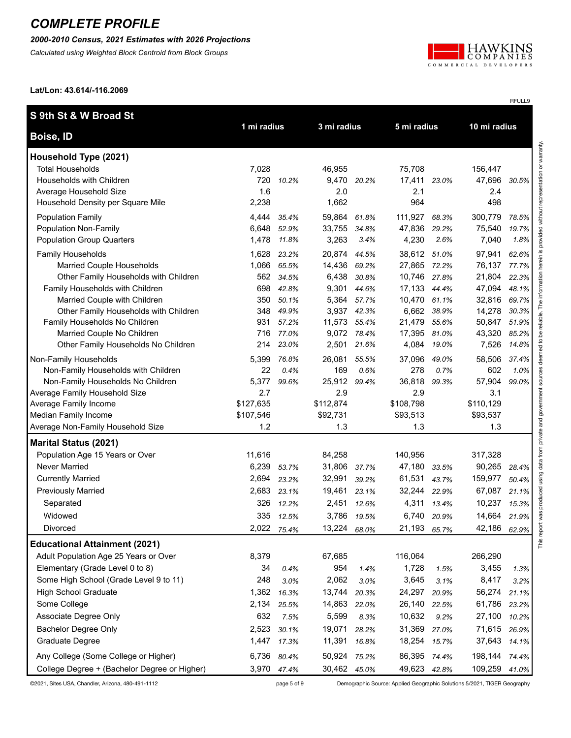# COMPLETE PROFILE

***2000-2010 Census, 2021 Estimates with 2026 Projections***

*Calculated using Weighted Block Centroid from Block Groups*

**Lat/Lon: 43.614/-116.2069**

RFULL9

| **S 9th St & W Broad St** **Boise, ID** | 1 mi radius | | 3 mi radius | | 5 mi radius | | 10 mi radius | |
|---|---|---|---|---|---|---|---|---|
| **Household Type (2021)** | | | | | | | | |
| Total Households | 7,028 | | 46,955 | | 75,708 | | 156,447 | |
| Households with Children | 720 | *10.2%* | 9,470 | *20.2%* | 17,411 | *23.0%* | 47,696 | *30.5%* |
| Average Household Size | 1.6 | | 2.0 | | 2.1 | | 2.4 | |
| Household Density per Square Mile | 2,238 | | 1,662 | | 964 | | 498 | |
| Population Family | 4,444 | *35.4%* | 59,864 | *61.8%* | 111,927 | *68.3%* | 300,779 | *78.5%* |
| Population Non-Family | 6,648 | *52.9%* | 33,755 | *34.8%* | 47,836 | *29.2%* | 75,540 | *19.7%* |
| Population Group Quarters | 1,478 | *11.8%* | 3,263 | *3.4%* | 4,230 | *2.6%* | 7,040 | *1.8%* |
| Family Households | 1,628 | *23.2%* | 20,874 | *44.5%* | 38,612 | *51.0%* | 97,941 | *62.6%* |
| Married Couple Households | 1,066 | *65.5%* | 14,436 | *69.2%* | 27,865 | *72.2%* | 76,137 | *77.7%* |
| Other Family Households with Children | 562 | *34.5%* | 6,438 | *30.8%* | 10,746 | *27.8%* | 21,804 | *22.3%* |
| Family Households with Children | 698 | *42.8%* | 9,301 | *44.6%* | 17,133 | *44.4%* | 47,094 | *48.1%* |
| Married Couple with Children | 350 | *50.1%* | 5,364 | *57.7%* | 10,470 | *61.1%* | 32,816 | *69.7%* |
| Other Family Households with Children | 348 | *49.9%* | 3,937 | *42.3%* | 6,662 | *38.9%* | 14,278 | *30.3%* |
| Family Households No Children | 931 | *57.2%* | 11,573 | *55.4%* | 21,479 | *55.6%* | 50,847 | *51.9%* |
| Married Couple No Children | 716 | *77.0%* | 9,072 | *78.4%* | 17,395 | *81.0%* | 43,320 | *85.2%* |
| Other Family Households No Children | 214 | *23.0%* | 2,501 | *21.6%* | 4,084 | *19.0%* | 7,526 | *14.8%* |
| Non-Family Households | 5,399 | *76.8%* | 26,081 | *55.5%* | 37,096 | *49.0%* | 58,506 | *37.4%* |
| Non-Family Households with Children | 22 | *0.4%* | 169 | *0.6%* | 278 | *0.7%* | 602 | *1.0%* |
| Non-Family Households No Children | 5,377 | *99.6%* | 25,912 | *99.4%* | 36,818 | *99.3%* | 57,904 | *99.0%* |
| Average Family Household Size | 2.7 | | 2.9 | | 2.9 | | 3.1 | |
| Average Family Income | $127,635 | | $112,874 | | $108,798 | | $110,129 | |
| Median Family Income | $107,546 | | $92,731 | | $93,513 | | $93,537 | |
| Average Non-Family Household Size | 1.2 | | 1.3 | | 1.3 | | 1.3 | |
| **Marital Status (2021)** | | | | | | | | |
| Population Age 15 Years or Over | 11,616 | | 84,258 | | 140,956 | | 317,328 | |
| Never Married | 6,239 | *53.7%* | 31,806 | *37.7%* | 47,180 | *33.5%* | 90,265 | *28.4%* |
| Currently Married | 2,694 | *23.2%* | 32,991 | *39.2%* | 61,531 | *43.7%* | 159,977 | *50.4%* |
| Previously Married | 2,683 | *23.1%* | 19,461 | *23.1%* | 32,244 | *22.9%* | 67,087 | *21.1%* |
| Separated | 326 | *12.2%* | 2,451 | *12.6%* | 4,311 | *13.4%* | 10,237 | *15.3%* |
| Widowed | 335 | *12.5%* | 3,786 | *19.5%* | 6,740 | *20.9%* | 14,664 | *21.9%* |
| Divorced | 2,022 | *75.4%* | 13,224 | *68.0%* | 21,193 | *65.7%* | 42,186 | *62.9%* |
| **Educational Attainment (2021)** | | | | | | | | |
| Adult Population Age 25 Years or Over | 8,379 | | 67,685 | | 116,064 | | 266,290 | |
| Elementary (Grade Level 0 to 8) | 34 | *0.4%* | 954 | *1.4%* | 1,728 | *1.5%* | 3,455 | *1.3%* |
| Some High School (Grade Level 9 to 11) | 248 | *3.0%* | 2,062 | *3.0%* | 3,645 | *3.1%* | 8,417 | *3.2%* |
| High School Graduate | 1,362 | *16.3%* | 13,744 | *20.3%* | 24,297 | *20.9%* | 56,274 | *21.1%* |
| Some College | 2,134 | *25.5%* | 14,863 | *22.0%* | 26,140 | *22.5%* | 61,786 | *23.2%* |
| Associate Degree Only | 632 | *7.5%* | 5,599 | *8.3%* | 10,632 | *9.2%* | 27,100 | *10.2%* |
| Bachelor Degree Only | 2,523 | *30.1%* | 19,071 | *28.2%* | 31,369 | *27.0%* | 71,615 | *26.9%* |
| Graduate Degree | 1,447 | *17.3%* | 11,391 | *16.8%* | 18,254 | *15.7%* | 37,643 | *14.1%* |
| Any College (Some College or Higher) | 6,736 | *80.4%* | 50,924 | *75.2%* | 86,395 | *74.4%* | 198,144 | *74.4%* |
| College Degree + (Bachelor Degree or Higher) | 3,970 | *47.4%* | 30,462 | *45.0%* | 49,623 | *42.8%* | 109,259 | *41.0%* |

This report was produced using data from private and government sources deemed to be reliable. The information herein is provided without representation or warranty.

©2021, Sites USA, Chandler, Arizona, 480-491-1112

Demographic Source: Applied Geographic Solutions 5/2021, TIGER Geography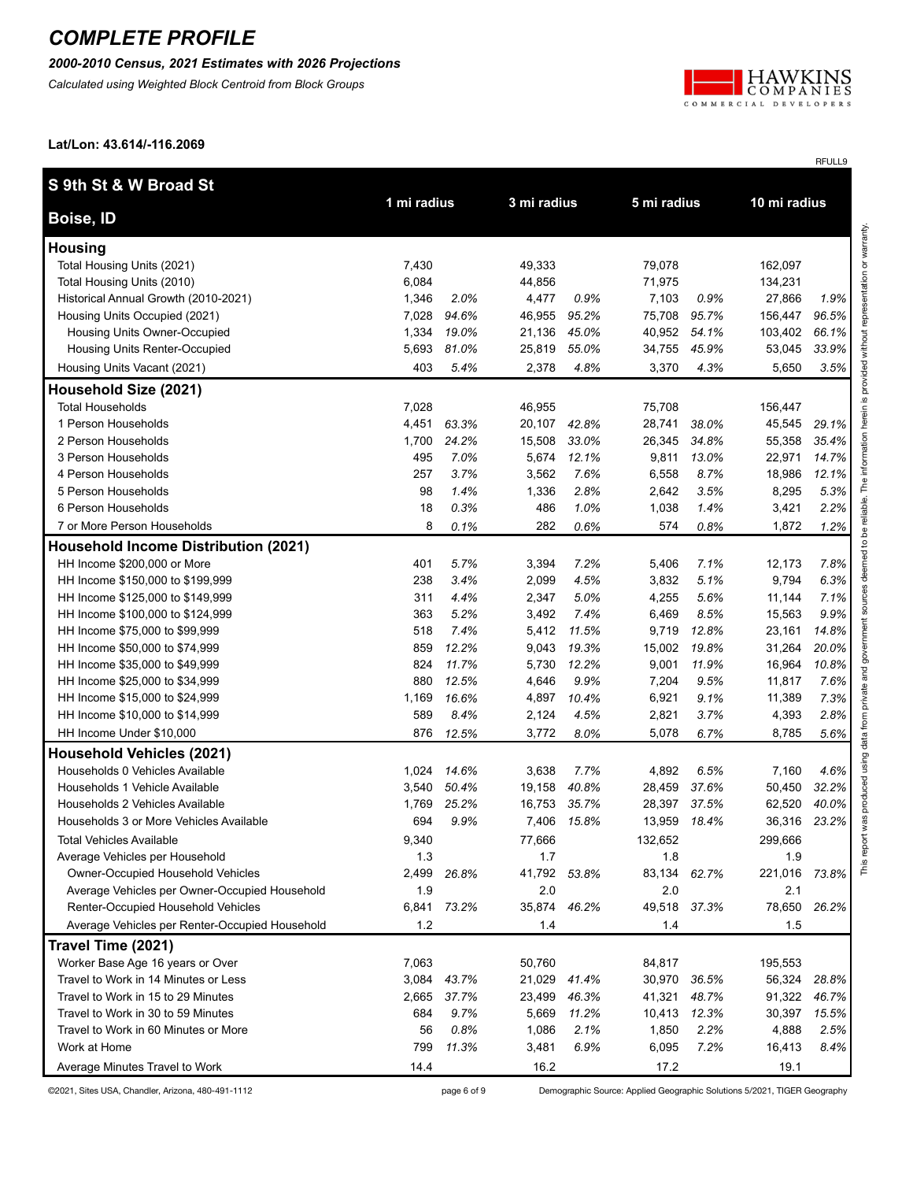# COMPLETE PROFILE

***2000-2010 Census, 2021 Estimates with 2026 Projections***

*Calculated using Weighted Block Centroid from Block Groups*

**Lat/Lon: 43.614/-116.2069**

RFULL9

| S 9th St & W Broad St<br>Boise, ID | 1 mi radius | | 3 mi radius | | 5 mi radius | | 10 mi radius | |
|---|---|---|---|---|---|---|---|---|
| **Housing** | | | | | | | | |
| Total Housing Units (2021) | 7,430 | | 49,333 | | 79,078 | | 162,097 | |
| Total Housing Units (2010) | 6,084 | | 44,856 | | 71,975 | | 134,231 | |
| Historical Annual Growth (2010-2021) | 1,346 | *2.0%* | 4,477 | *0.9%* | 7,103 | *0.9%* | 27,866 | *1.9%* |
| Housing Units Occupied (2021) | 7,028 | *94.6%* | 46,955 | *95.2%* | 75,708 | *95.7%* | 156,447 | *96.5%* |
| Housing Units Owner-Occupied | 1,334 | *19.0%* | 21,136 | *45.0%* | 40,952 | *54.1%* | 103,402 | *66.1%* |
| Housing Units Renter-Occupied | 5,693 | *81.0%* | 25,819 | *55.0%* | 34,755 | *45.9%* | 53,045 | *33.9%* |
| Housing Units Vacant (2021) | 403 | *5.4%* | 2,378 | *4.8%* | 3,370 | *4.3%* | 5,650 | *3.5%* |
| **Household Size (2021)** | | | | | | | | |
| Total Households | 7,028 | | 46,955 | | 75,708 | | 156,447 | |
| 1 Person Households | 4,451 | *63.3%* | 20,107 | *42.8%* | 28,741 | *38.0%* | 45,545 | *29.1%* |
| 2 Person Households | 1,700 | *24.2%* | 15,508 | *33.0%* | 26,345 | *34.8%* | 55,358 | *35.4%* |
| 3 Person Households | 495 | *7.0%* | 5,674 | *12.1%* | 9,811 | *13.0%* | 22,971 | *14.7%* |
| 4 Person Households | 257 | *3.7%* | 3,562 | *7.6%* | 6,558 | *8.7%* | 18,986 | *12.1%* |
| 5 Person Households | 98 | *1.4%* | 1,336 | *2.8%* | 2,642 | *3.5%* | 8,295 | *5.3%* |
| 6 Person Households | 18 | *0.3%* | 486 | *1.0%* | 1,038 | *1.4%* | 3,421 | *2.2%* |
| 7 or More Person Households | 8 | *0.1%* | 282 | *0.6%* | 574 | *0.8%* | 1,872 | *1.2%* |
| **Household Income Distribution (2021)** | | | | | | | | |
| HH Income $200,000 or More | 401 | *5.7%* | 3,394 | *7.2%* | 5,406 | *7.1%* | 12,173 | *7.8%* |
| HH Income $150,000 to $199,999 | 238 | *3.4%* | 2,099 | *4.5%* | 3,832 | *5.1%* | 9,794 | *6.3%* |
| HH Income $125,000 to $149,999 | 311 | *4.4%* | 2,347 | *5.0%* | 4,255 | *5.6%* | 11,144 | *7.1%* |
| HH Income $100,000 to $124,999 | 363 | *5.2%* | 3,492 | *7.4%* | 6,469 | *8.5%* | 15,563 | *9.9%* |
| HH Income $75,000 to $99,999 | 518 | *7.4%* | 5,412 | *11.5%* | 9,719 | *12.8%* | 23,161 | *14.8%* |
| HH Income $50,000 to $74,999 | 859 | *12.2%* | 9,043 | *19.3%* | 15,002 | *19.8%* | 31,264 | *20.0%* |
| HH Income $35,000 to $49,999 | 824 | *11.7%* | 5,730 | *12.2%* | 9,001 | *11.9%* | 16,964 | *10.8%* |
| HH Income $25,000 to $34,999 | 880 | *12.5%* | 4,646 | *9.9%* | 7,204 | *9.5%* | 11,817 | *7.6%* |
| HH Income $15,000 to $24,999 | 1,169 | *16.6%* | 4,897 | *10.4%* | 6,921 | *9.1%* | 11,389 | *7.3%* |
| HH Income $10,000 to $14,999 | 589 | *8.4%* | 2,124 | *4.5%* | 2,821 | *3.7%* | 4,393 | *2.8%* |
| HH Income Under $10,000 | 876 | *12.5%* | 3,772 | *8.0%* | 5,078 | *6.7%* | 8,785 | *5.6%* |
| **Household Vehicles (2021)** | | | | | | | | |
| Households 0 Vehicles Available | 1,024 | *14.6%* | 3,638 | *7.7%* | 4,892 | *6.5%* | 7,160 | *4.6%* |
| Households 1 Vehicle Available | 3,540 | *50.4%* | 19,158 | *40.8%* | 28,459 | *37.6%* | 50,450 | *32.2%* |
| Households 2 Vehicles Available | 1,769 | *25.2%* | 16,753 | *35.7%* | 28,397 | *37.5%* | 62,520 | *40.0%* |
| Households 3 or More Vehicles Available | 694 | *9.9%* | 7,406 | *15.8%* | 13,959 | *18.4%* | 36,316 | *23.2%* |
| Total Vehicles Available | 9,340 | | 77,666 | | 132,652 | | 299,666 | |
| Average Vehicles per Household | 1.3 | | 1.7 | | 1.8 | | 1.9 | |
| Owner-Occupied Household Vehicles | 2,499 | *26.8%* | 41,792 | *53.8%* | 83,134 | *62.7%* | 221,016 | *73.8%* |
| Average Vehicles per Owner-Occupied Household | 1.9 | | 2.0 | | 2.0 | | 2.1 | |
| Renter-Occupied Household Vehicles | 6,841 | *73.2%* | 35,874 | *46.2%* | 49,518 | *37.3%* | 78,650 | *26.2%* |
| Average Vehicles per Renter-Occupied Household | 1.2 | | 1.4 | | 1.4 | | 1.5 | |
| **Travel Time (2021)** | | | | | | | | |
| Worker Base Age 16 years or Over | 7,063 | | 50,760 | | 84,817 | | 195,553 | |
| Travel to Work in 14 Minutes or Less | 3,084 | *43.7%* | 21,029 | *41.4%* | 30,970 | *36.5%* | 56,324 | *28.8%* |
| Travel to Work in 15 to 29 Minutes | 2,665 | *37.7%* | 23,499 | *46.3%* | 41,321 | *48.7%* | 91,322 | *46.7%* |
| Travel to Work in 30 to 59 Minutes | 684 | *9.7%* | 5,669 | *11.2%* | 10,413 | *12.3%* | 30,397 | *15.5%* |
| Travel to Work in 60 Minutes or More | 56 | *0.8%* | 1,086 | *2.1%* | 1,850 | *2.2%* | 4,888 | *2.5%* |
| Work at Home | 799 | *11.3%* | 3,481 | *6.9%* | 6,095 | *7.2%* | 16,413 | *8.4%* |
| Average Minutes Travel to Work | 14.4 | | 16.2 | | 17.2 | | 19.1 | |

This report was produced using data from private and government sources deemed to be reliable. The information herein is provided without representation or warranty.

©2021, Sites USA, Chandler, Arizona, 480-491-1112

Demographic Source: Applied Geographic Solutions 5/2021, TIGER Geography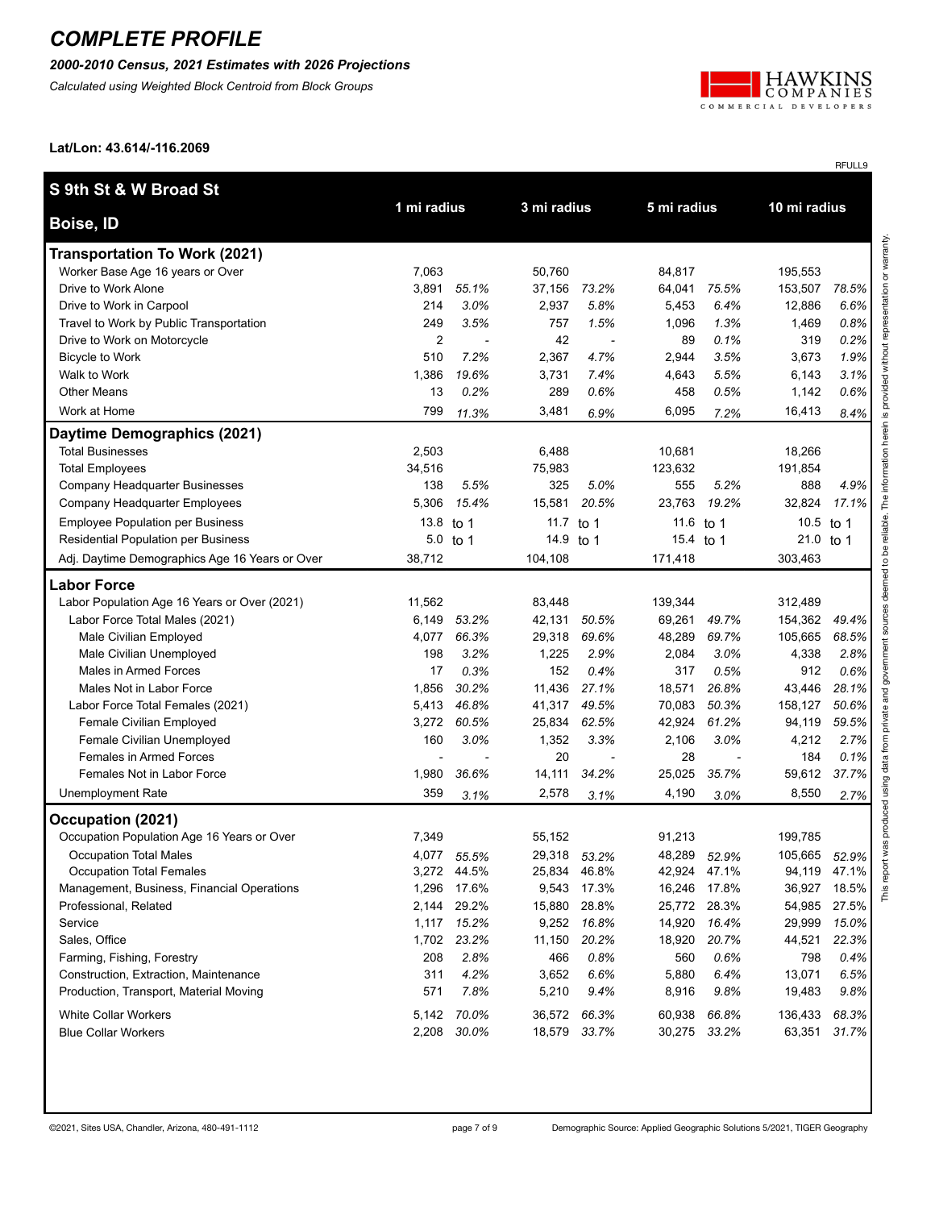# COMPLETE PROFILE

***2000-2010 Census, 2021 Estimates with 2026 Projections***

*Calculated using Weighted Block Centroid from Block Groups*

**Lat/Lon: 43.614/-116.2069**

RFULL9

| **S 9th St & W Broad St**<br>**Boise, ID** | **1 mi radius** | | **3 mi radius** | | **5 mi radius** | | **10 mi radius** | |
|---|---|---|---|---|---|---|---|---|
| **Transportation To Work (2021)** | | | | | | | | |
| Worker Base Age 16 years or Over | 7,063 | | 50,760 | | 84,817 | | 195,553 | |
| Drive to Work Alone | 3,891 | *55.1%* | 37,156 | *73.2%* | 64,041 | *75.5%* | 153,507 | *78.5%* |
| Drive to Work in Carpool | 214 | *3.0%* | 2,937 | *5.8%* | 5,453 | *6.4%* | 12,886 | *6.6%* |
| Travel to Work by Public Transportation | 249 | *3.5%* | 757 | *1.5%* | 1,096 | *1.3%* | 1,469 | *0.8%* |
| Drive to Work on Motorcycle | 2 | - | 42 | - | 89 | *0.1%* | 319 | *0.2%* |
| Bicycle to Work | 510 | *7.2%* | 2,367 | *4.7%* | 2,944 | *3.5%* | 3,673 | *1.9%* |
| Walk to Work | 1,386 | *19.6%* | 3,731 | *7.4%* | 4,643 | *5.5%* | 6,143 | *3.1%* |
| Other Means | 13 | *0.2%* | 289 | *0.6%* | 458 | *0.5%* | 1,142 | *0.6%* |
| Work at Home | 799 | *11.3%* | 3,481 | *6.9%* | 6,095 | *7.2%* | 16,413 | *8.4%* |
| **Daytime Demographics (2021)** | | | | | | | | |
| Total Businesses | 2,503 | | 6,488 | | 10,681 | | 18,266 | |
| Total Employees | 34,516 | | 75,983 | | 123,632 | | 191,854 | |
| Company Headquarter Businesses | 138 | *5.5%* | 325 | *5.0%* | 555 | *5.2%* | 888 | *4.9%* |
| Company Headquarter Employees | 5,306 | *15.4%* | 15,581 | *20.5%* | 23,763 | *19.2%* | 32,824 | *17.1%* |
| Employee Population per Business | 13.8 | to 1 | 11.7 | to 1 | 11.6 | to 1 | 10.5 | to 1 |
| Residential Population per Business | 5.0 | to 1 | 14.9 | to 1 | 15.4 | to 1 | 21.0 | to 1 |
| Adj. Daytime Demographics Age 16 Years or Over | 38,712 | | 104,108 | | 171,418 | | 303,463 | |
| **Labor Force** | | | | | | | | |
| Labor Population Age 16 Years or Over (2021) | 11,562 | | 83,448 | | 139,344 | | 312,489 | |
| Labor Force Total Males (2021) | 6,149 | *53.2%* | 42,131 | *50.5%* | 69,261 | *49.7%* | 154,362 | *49.4%* |
| Male Civilian Employed | 4,077 | *66.3%* | 29,318 | *69.6%* | 48,289 | *69.7%* | 105,665 | *68.5%* |
| Male Civilian Unemployed | 198 | *3.2%* | 1,225 | *2.9%* | 2,084 | *3.0%* | 4,338 | *2.8%* |
| Males in Armed Forces | 17 | *0.3%* | 152 | *0.4%* | 317 | *0.5%* | 912 | *0.6%* |
| Males Not in Labor Force | 1,856 | *30.2%* | 11,436 | *27.1%* | 18,571 | *26.8%* | 43,446 | *28.1%* |
| Labor Force Total Females (2021) | 5,413 | *46.8%* | 41,317 | *49.5%* | 70,083 | *50.3%* | 158,127 | *50.6%* |
| Female Civilian Employed | 3,272 | *60.5%* | 25,834 | *62.5%* | 42,924 | *61.2%* | 94,119 | *59.5%* |
| Female Civilian Unemployed | 160 | *3.0%* | 1,352 | *3.3%* | 2,106 | *3.0%* | 4,212 | *2.7%* |
| Females in Armed Forces | - | - | 20 | - | 28 | - | 184 | *0.1%* |
| Females Not in Labor Force | 1,980 | *36.6%* | 14,111 | *34.2%* | 25,025 | *35.7%* | 59,612 | *37.7%* |
| Unemployment Rate | 359 | *3.1%* | 2,578 | *3.1%* | 4,190 | *3.0%* | 8,550 | *2.7%* |
| **Occupation (2021)** | | | | | | | | |
| Occupation Population Age 16 Years or Over | 7,349 | | 55,152 | | 91,213 | | 199,785 | |
| Occupation Total Males | 4,077 | *55.5%* | 29,318 | *53.2%* | 48,289 | *52.9%* | 105,665 | *52.9%* |
| Occupation Total Females | 3,272 | 44.5% | 25,834 | 46.8% | 42,924 | 47.1% | 94,119 | 47.1% |
| Management, Business, Financial Operations | 1,296 | 17.6% | 9,543 | 17.3% | 16,246 | 17.8% | 36,927 | 18.5% |
| Professional, Related | 2,144 | 29.2% | 15,880 | 28.8% | 25,772 | 28.3% | 54,985 | 27.5% |
| Service | 1,117 | *15.2%* | 9,252 | *16.8%* | 14,920 | *16.4%* | 29,999 | *15.0%* |
| Sales, Office | 1,702 | *23.2%* | 11,150 | *20.2%* | 18,920 | *20.7%* | 44,521 | *22.3%* |
| Farming, Fishing, Forestry | 208 | *2.8%* | 466 | *0.8%* | 560 | *0.6%* | 798 | *0.4%* |
| Construction, Extraction, Maintenance | 311 | *4.2%* | 3,652 | *6.6%* | 5,880 | *6.4%* | 13,071 | *6.5%* |
| Production, Transport, Material Moving | 571 | *7.8%* | 5,210 | *9.4%* | 8,916 | *9.8%* | 19,483 | *9.8%* |
| White Collar Workers | 5,142 | *70.0%* | 36,572 | *66.3%* | 60,938 | *66.8%* | 136,433 | *68.3%* |
| Blue Collar Workers | 2,208 | *30.0%* | 18,579 | *33.7%* | 30,275 | *33.2%* | 63,351 | *31.7%* |

This report was produced using data from private and government sources deemed to be reliable. The information herein is provided without representation or warranty.

©2021, Sites USA, Chandler, Arizona, 480-491-1112

Demographic Source: Applied Geographic Solutions 5/2021, TIGER Geography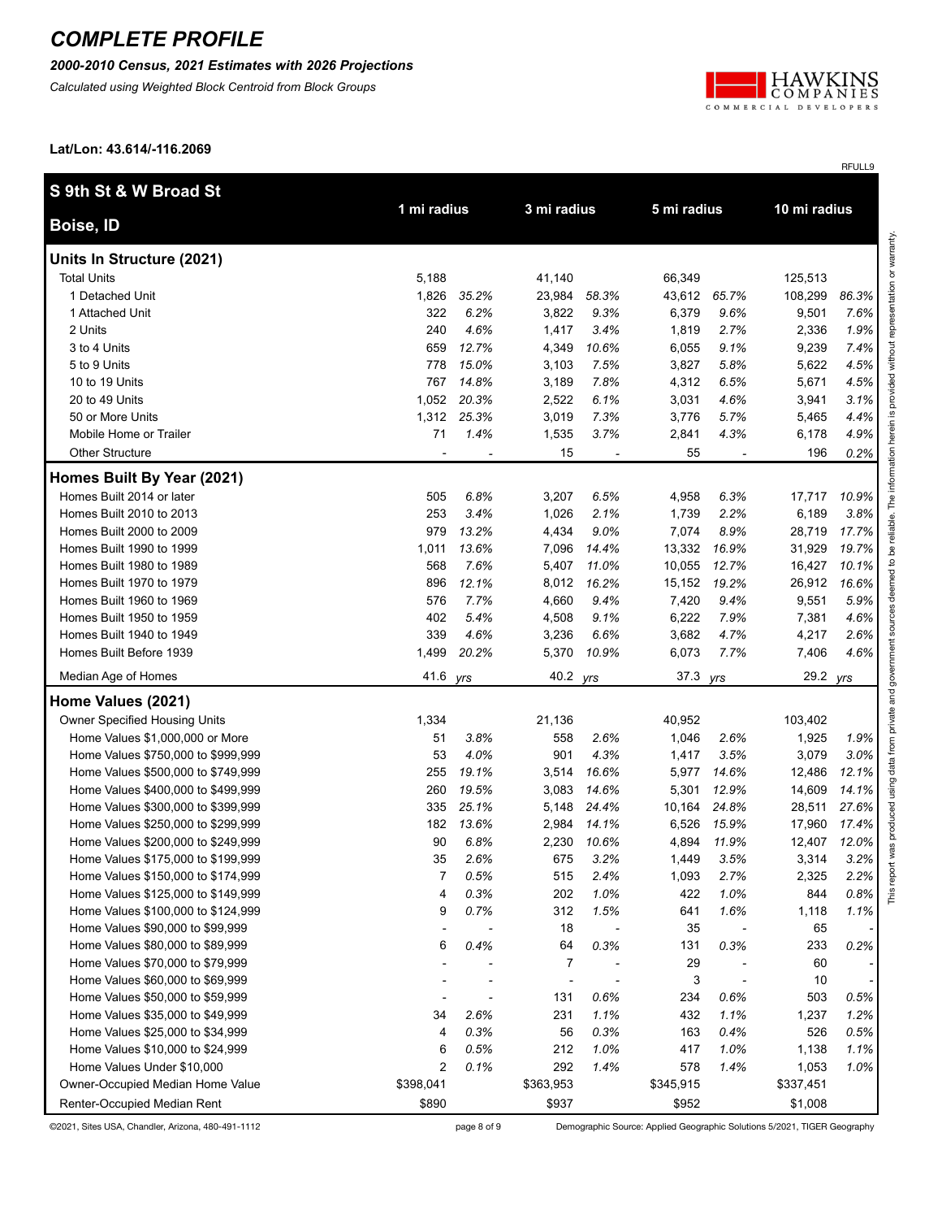# COMPLETE PROFILE

***2000-2010 Census, 2021 Estimates with 2026 Projections***

*Calculated using Weighted Block Centroid from Block Groups*

**Lat/Lon: 43.614/-116.2069**

RFULL9

| **S 9th St & W Broad St** **Boise, ID** | **1 mi radius** | | **3 mi radius** | | **5 mi radius** | | **10 mi radius** | |
|---|---|---|---|---|---|---|---|---|
| **Units In Structure (2021)** | | | | | | | | |
| Total Units | 5,188 | | 41,140 | | 66,349 | | 125,513 | |
| 1 Detached Unit | 1,826 | *35.2%* | 23,984 | *58.3%* | 43,612 | *65.7%* | 108,299 | *86.3%* |
| 1 Attached Unit | 322 | *6.2%* | 3,822 | *9.3%* | 6,379 | *9.6%* | 9,501 | *7.6%* |
| 2 Units | 240 | *4.6%* | 1,417 | *3.4%* | 1,819 | *2.7%* | 2,336 | *1.9%* |
| 3 to 4 Units | 659 | *12.7%* | 4,349 | *10.6%* | 6,055 | *9.1%* | 9,239 | *7.4%* |
| 5 to 9 Units | 778 | *15.0%* | 3,103 | *7.5%* | 3,827 | *5.8%* | 5,622 | *4.5%* |
| 10 to 19 Units | 767 | *14.8%* | 3,189 | *7.8%* | 4,312 | *6.5%* | 5,671 | *4.5%* |
| 20 to 49 Units | 1,052 | *20.3%* | 2,522 | *6.1%* | 3,031 | *4.6%* | 3,941 | *3.1%* |
| 50 or More Units | 1,312 | *25.3%* | 3,019 | *7.3%* | 3,776 | *5.7%* | 5,465 | *4.4%* |
| Mobile Home or Trailer | 71 | *1.4%* | 1,535 | *3.7%* | 2,841 | *4.3%* | 6,178 | *4.9%* |
| Other Structure | - | - | 15 | - | 55 | - | 196 | *0.2%* |
| **Homes Built By Year (2021)** | | | | | | | | |
| Homes Built 2014 or later | 505 | *6.8%* | 3,207 | *6.5%* | 4,958 | *6.3%* | 17,717 | *10.9%* |
| Homes Built 2010 to 2013 | 253 | *3.4%* | 1,026 | *2.1%* | 1,739 | *2.2%* | 6,189 | *3.8%* |
| Homes Built 2000 to 2009 | 979 | *13.2%* | 4,434 | *9.0%* | 7,074 | *8.9%* | 28,719 | *17.7%* |
| Homes Built 1990 to 1999 | 1,011 | *13.6%* | 7,096 | *14.4%* | 13,332 | *16.9%* | 31,929 | *19.7%* |
| Homes Built 1980 to 1989 | 568 | *7.6%* | 5,407 | *11.0%* | 10,055 | *12.7%* | 16,427 | *10.1%* |
| Homes Built 1970 to 1979 | 896 | *12.1%* | 8,012 | *16.2%* | 15,152 | *19.2%* | 26,912 | *16.6%* |
| Homes Built 1960 to 1969 | 576 | *7.7%* | 4,660 | *9.4%* | 7,420 | *9.4%* | 9,551 | *5.9%* |
| Homes Built 1950 to 1959 | 402 | *5.4%* | 4,508 | *9.1%* | 6,222 | *7.9%* | 7,381 | *4.6%* |
| Homes Built 1940 to 1949 | 339 | *4.6%* | 3,236 | *6.6%* | 3,682 | *4.7%* | 4,217 | *2.6%* |
| Homes Built Before 1939 | 1,499 | *20.2%* | 5,370 | *10.9%* | 6,073 | *7.7%* | 7,406 | *4.6%* |
| Median Age of Homes | 41.6 | *yrs* | 40.2 | *yrs* | 37.3 | *yrs* | 29.2 | *yrs* |
| **Home Values (2021)** | | | | | | | | |
| Owner Specified Housing Units | 1,334 | | 21,136 | | 40,952 | | 103,402 | |
| Home Values $1,000,000 or More | 51 | *3.8%* | 558 | *2.6%* | 1,046 | *2.6%* | 1,925 | *1.9%* |
| Home Values $750,000 to $999,999 | 53 | *4.0%* | 901 | *4.3%* | 1,417 | *3.5%* | 3,079 | *3.0%* |
| Home Values $500,000 to $749,999 | 255 | *19.1%* | 3,514 | *16.6%* | 5,977 | *14.6%* | 12,486 | *12.1%* |
| Home Values $400,000 to $499,999 | 260 | *19.5%* | 3,083 | *14.6%* | 5,301 | *12.9%* | 14,609 | *14.1%* |
| Home Values $300,000 to $399,999 | 335 | *25.1%* | 5,148 | *24.4%* | 10,164 | *24.8%* | 28,511 | *27.6%* |
| Home Values $250,000 to $299,999 | 182 | *13.6%* | 2,984 | *14.1%* | 6,526 | *15.9%* | 17,960 | *17.4%* |
| Home Values $200,000 to $249,999 | 90 | *6.8%* | 2,230 | *10.6%* | 4,894 | *11.9%* | 12,407 | *12.0%* |
| Home Values $175,000 to $199,999 | 35 | *2.6%* | 675 | *3.2%* | 1,449 | *3.5%* | 3,314 | *3.2%* |
| Home Values $150,000 to $174,999 | 7 | *0.5%* | 515 | *2.4%* | 1,093 | *2.7%* | 2,325 | *2.2%* |
| Home Values $125,000 to $149,999 | 4 | *0.3%* | 202 | *1.0%* | 422 | *1.0%* | 844 | *0.8%* |
| Home Values $100,000 to $124,999 | 9 | *0.7%* | 312 | *1.5%* | 641 | *1.6%* | 1,118 | *1.1%* |
| Home Values $90,000 to $99,999 | - | - | 18 | - | 35 | - | 65 | - |
| Home Values $80,000 to $89,999 | 6 | *0.4%* | 64 | *0.3%* | 131 | *0.3%* | 233 | *0.2%* |
| Home Values $70,000 to $79,999 | - | - | 7 | - | 29 | - | 60 | - |
| Home Values $60,000 to $69,999 | - | - | - | - | 3 | - | 10 | - |
| Home Values $50,000 to $59,999 | - | - | 131 | *0.6%* | 234 | *0.6%* | 503 | *0.5%* |
| Home Values $35,000 to $49,999 | 34 | *2.6%* | 231 | *1.1%* | 432 | *1.1%* | 1,237 | *1.2%* |
| Home Values $25,000 to $34,999 | 4 | *0.3%* | 56 | *0.3%* | 163 | *0.4%* | 526 | *0.5%* |
| Home Values $10,000 to $24,999 | 6 | *0.5%* | 212 | *1.0%* | 417 | *1.0%* | 1,138 | *1.1%* |
| Home Values Under $10,000 | 2 | *0.1%* | 292 | *1.4%* | 578 | *1.4%* | 1,053 | *1.0%* |
| Owner-Occupied Median Home Value | $398,041 | | $363,953 | | $345,915 | | $337,451 | |
| Renter-Occupied Median Rent | $890 | | $937 | | $952 | | $1,008 | |

This report was produced using data from private and government sources deemed to be reliable. The information herein is provided without representation or warranty.

©2021, Sites USA, Chandler, Arizona, 480-491-1112

Demographic Source: Applied Geographic Solutions 5/2021, TIGER Geography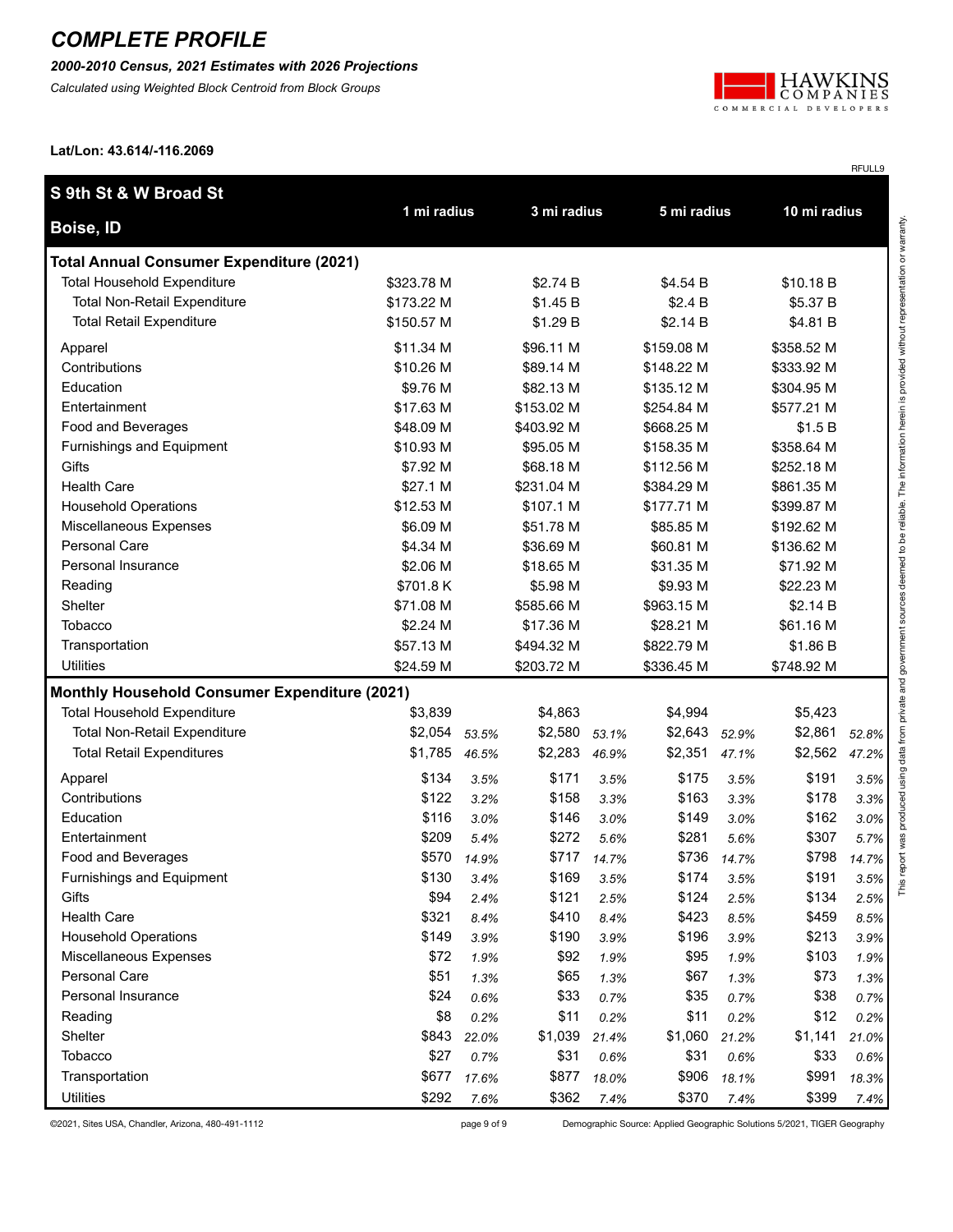# COMPLETE PROFILE

***2000-2010 Census, 2021 Estimates with 2026 Projections***

*Calculated using Weighted Block Centroid from Block Groups*

HAWKINS COMPANIES COMMERCIAL DEVELOPERS

**Lat/Lon: 43.614/-116.2069**

RFULL9

| S 9th St & W Broad St Boise, ID | 1 mi radius | | 3 mi radius | | 5 mi radius | | 10 mi radius | |
|---|---|---|---|---|---|---|---|---|
| **Total Annual Consumer Expenditure (2021)** | | | | | | | | |
| Total Household Expenditure | $323.78 M | | $2.74 B | | $4.54 B | | $10.18 B | |
| Total Non-Retail Expenditure | $173.22 M | | $1.45 B | | $2.4 B | | $5.37 B | |
| Total Retail Expenditure | $150.57 M | | $1.29 B | | $2.14 B | | $4.81 B | |
| Apparel | $11.34 M | | $96.11 M | | $159.08 M | | $358.52 M | |
| Contributions | $10.26 M | | $89.14 M | | $148.22 M | | $333.92 M | |
| Education | $9.76 M | | $82.13 M | | $135.12 M | | $304.95 M | |
| Entertainment | $17.63 M | | $153.02 M | | $254.84 M | | $577.21 M | |
| Food and Beverages | $48.09 M | | $403.92 M | | $668.25 M | | $1.5 B | |
| Furnishings and Equipment | $10.93 M | | $95.05 M | | $158.35 M | | $358.64 M | |
| Gifts | $7.92 M | | $68.18 M | | $112.56 M | | $252.18 M | |
| Health Care | $27.1 M | | $231.04 M | | $384.29 M | | $861.35 M | |
| Household Operations | $12.53 M | | $107.1 M | | $177.71 M | | $399.87 M | |
| Miscellaneous Expenses | $6.09 M | | $51.78 M | | $85.85 M | | $192.62 M | |
| Personal Care | $4.34 M | | $36.69 M | | $60.81 M | | $136.62 M | |
| Personal Insurance | $2.06 M | | $18.65 M | | $31.35 M | | $71.92 M | |
| Reading | $701.8 K | | $5.98 M | | $9.93 M | | $22.23 M | |
| Shelter | $71.08 M | | $585.66 M | | $963.15 M | | $2.14 B | |
| Tobacco | $2.24 M | | $17.36 M | | $28.21 M | | $61.16 M | |
| Transportation | $57.13 M | | $494.32 M | | $822.79 M | | $1.86 B | |
| Utilities | $24.59 M | | $203.72 M | | $336.45 M | | $748.92 M | |
| **Monthly Household Consumer Expenditure (2021)** | | | | | | | | |
| Total Household Expenditure | $3,839 | | $4,863 | | $4,994 | | $5,423 | |
| Total Non-Retail Expenditure | $2,054 | *53.5%* | $2,580 | *53.1%* | $2,643 | *52.9%* | $2,861 | *52.8%* |
| Total Retail Expenditures | $1,785 | *46.5%* | $2,283 | *46.9%* | $2,351 | *47.1%* | $2,562 | *47.2%* |
| Apparel | $134 | *3.5%* | $171 | *3.5%* | $175 | *3.5%* | $191 | *3.5%* |
| Contributions | $122 | *3.2%* | $158 | *3.3%* | $163 | *3.3%* | $178 | *3.3%* |
| Education | $116 | *3.0%* | $146 | *3.0%* | $149 | *3.0%* | $162 | *3.0%* |
| Entertainment | $209 | *5.4%* | $272 | *5.6%* | $281 | *5.6%* | $307 | *5.7%* |
| Food and Beverages | $570 | *14.9%* | $717 | *14.7%* | $736 | *14.7%* | $798 | *14.7%* |
| Furnishings and Equipment | $130 | *3.4%* | $169 | *3.5%* | $174 | *3.5%* | $191 | *3.5%* |
| Gifts | $94 | *2.4%* | $121 | *2.5%* | $124 | *2.5%* | $134 | *2.5%* |
| Health Care | $321 | *8.4%* | $410 | *8.4%* | $423 | *8.5%* | $459 | *8.5%* |
| Household Operations | $149 | *3.9%* | $190 | *3.9%* | $196 | *3.9%* | $213 | *3.9%* |
| Miscellaneous Expenses | $72 | *1.9%* | $92 | *1.9%* | $95 | *1.9%* | $103 | *1.9%* |
| Personal Care | $51 | *1.3%* | $65 | *1.3%* | $67 | *1.3%* | $73 | *1.3%* |
| Personal Insurance | $24 | *0.6%* | $33 | *0.7%* | $35 | *0.7%* | $38 | *0.7%* |
| Reading | $8 | *0.2%* | $11 | *0.2%* | $11 | *0.2%* | $12 | *0.2%* |
| Shelter | $843 | *22.0%* | $1,039 | *21.4%* | $1,060 | *21.2%* | $1,141 | *21.0%* |
| Tobacco | $27 | *0.7%* | $31 | *0.6%* | $31 | *0.6%* | $33 | *0.6%* |
| Transportation | $677 | *17.6%* | $877 | *18.0%* | $906 | *18.1%* | $991 | *18.3%* |
| Utilities | $292 | *7.6%* | $362 | *7.4%* | $370 | *7.4%* | $399 | *7.4%* |

This report was produced using data from private and government sources deemed to be reliable. The information herein is provided without representation or warranty.

©2021, Sites USA, Chandler, Arizona, 480-491-1112

Demographic Source: Applied Geographic Solutions 5/2021, TIGER Geography